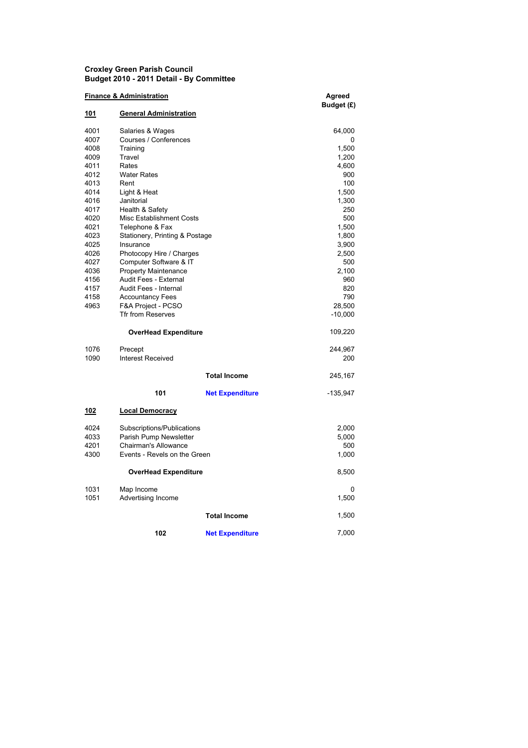**Croxley Green Parish Council**
**Budget 2010 - 2011 Detail - By Committee**

**Finance & Administration**

| Code | Description | | Agreed Budget (£) |
|---|---|---|---|
| **101** | **General Administration** | | |
| 4001 | Salaries & Wages | | 64,000 |
| 4007 | Courses / Conferences | | 0 |
| 4008 | Training | | 1,500 |
| 4009 | Travel | | 1,200 |
| 4011 | Rates | | 4,600 |
| 4012 | Water Rates | | 900 |
| 4013 | Rent | | 100 |
| 4014 | Light & Heat | | 1,500 |
| 4016 | Janitorial | | 1,300 |
| 4017 | Health & Safety | | 250 |
| 4020 | Misc Establishment Costs | | 500 |
| 4021 | Telephone & Fax | | 1,500 |
| 4023 | Stationery, Printing & Postage | | 1,800 |
| 4025 | Insurance | | 3,900 |
| 4026 | Photocopy Hire / Charges | | 2,500 |
| 4027 | Computer Software & IT | | 500 |
| 4036 | Property Maintenance | | 2,100 |
| 4156 | Audit Fees - External | | 960 |
| 4157 | Audit Fees - Internal | | 820 |
| 4158 | Accountancy Fees | | 790 |
| 4963 | F&A Project - PCSO | | 28,500 |
| | Tfr from Reserves | | -10,000 |
| | **OverHead Expenditure** | | 109,220 |
| 1076 | Precept | | 244,967 |
| 1090 | Interest Received | | 200 |
| | | **Total Income** | 245,167 |
| | **101** | **Net Expenditure** | -135,947 |
| **102** | **Local Democracy** | | |
| 4024 | Subscriptions/Publications | | 2,000 |
| 4033 | Parish Pump Newsletter | | 5,000 |
| 4201 | Chairman's Allowance | | 500 |
| 4300 | Events - Revels on the Green | | 1,000 |
| | **OverHead Expenditure** | | 8,500 |
| 1031 | Map Income | | 0 |
| 1051 | Advertising Income | | 1,500 |
| | | **Total Income** | 1,500 |
| | **102** | **Net Expenditure** | 7,000 |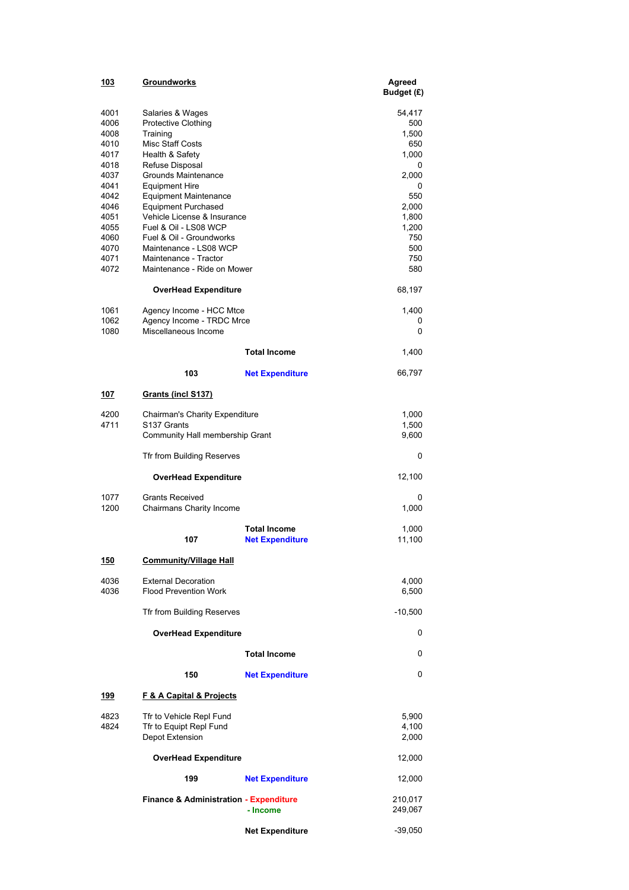| Code | Description | | Agreed Budget (£) |
|---|---|---|---|
| **103** | **Groundworks** | | |
| 4001 | Salaries & Wages | | 54,417 |
| 4006 | Protective Clothing | | 500 |
| 4008 | Training | | 1,500 |
| 4010 | Misc Staff Costs | | 650 |
| 4017 | Health & Safety | | 1,000 |
| 4018 | Refuse Disposal | | 0 |
| 4037 | Grounds Maintenance | | 2,000 |
| 4041 | Equipment Hire | | 0 |
| 4042 | Equipment Maintenance | | 550 |
| 4046 | Equipment Purchased | | 2,000 |
| 4051 | Vehicle License & Insurance | | 1,800 |
| 4055 | Fuel & Oil - LS08 WCP | | 1,200 |
| 4060 | Fuel & Oil - Groundworks | | 750 |
| 4070 | Maintenance - LS08 WCP | | 500 |
| 4071 | Maintenance - Tractor | | 750 |
| 4072 | Maintenance - Ride on Mower | | 580 |
| | **OverHead Expenditure** | | 68,197 |
| 1061 | Agency Income - HCC Mtce | | 1,400 |
| 1062 | Agency Income - TRDC Mrce | | 0 |
| 1080 | Miscellaneous Income | | 0 |
| | | **Total Income** | 1,400 |
| | **103** | **Net Expenditure** | 66,797 |
| **107** | **Grants (incl S137)** | | |
| 4200 | Chairman's Charity Expenditure | | 1,000 |
| 4711 | S137 Grants | | 1,500 |
| | Community Hall membership Grant | | 9,600 |
| | Tfr from Building Reserves | | 0 |
| | **OverHead Expenditure** | | 12,100 |
| 1077 | Grants Received | | 0 |
| 1200 | Chairmans Charity Income | | 1,000 |
| | | **Total Income** | 1,000 |
| | **107** | **Net Expenditure** | 11,100 |
| **150** | **Community/Village Hall** | | |
| 4036 | External Decoration | | 4,000 |
| 4036 | Flood Prevention Work | | 6,500 |
| | Tfr from Building Reserves | | -10,500 |
| | **OverHead Expenditure** | | 0 |
| | | **Total Income** | 0 |
| | **150** | **Net Expenditure** | 0 |
| **199** | **F & A Capital & Projects** | | |
| 4823 | Tfr to Vehicle Repl Fund | | 5,900 |
| 4824 | Tfr to Equipt Repl Fund | | 4,100 |
| | Depot Extension | | 2,000 |
| | **OverHead Expenditure** | | 12,000 |
| | **199** | **Net Expenditure** | 12,000 |
| | **Finance & Administration** | **- Expenditure** | 210,017 |
| | | **- Income** | 249,067 |
| | | **Net Expenditure** | -39,050 |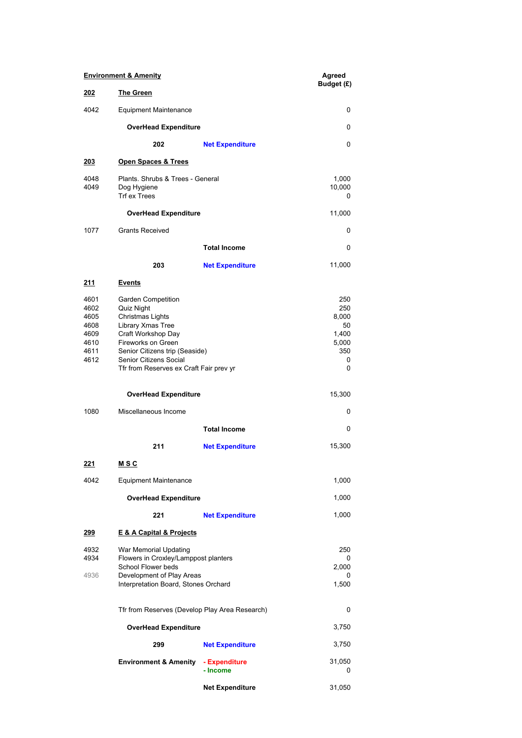| **Environment & Amenity** | | | **Agreed Budget (£)** |
|---|---|---|---|
| **202** | **The Green** | | |
| 4042 | Equipment Maintenance | | 0 |
| | **OverHead Expenditure** | | 0 |
| | **202** | **Net Expenditure** | 0 |
| **203** | **Open Spaces & Trees** | | |
| 4048 | Plants. Shrubs & Trees - General | | 1,000 |
| 4049 | Dog Hygiene | | 10,000 |
| | Trf ex Trees | | 0 |
| | **OverHead Expenditure** | | 11,000 |
| 1077 | Grants Received | | 0 |
| | | **Total Income** | 0 |
| | **203** | **Net Expenditure** | 11,000 |
| **211** | **Events** | | |
| 4601 | Garden Competition | | 250 |
| 4602 | Quiz Night | | 250 |
| 4605 | Christmas Lights | | 8,000 |
| 4608 | Library Xmas Tree | | 50 |
| 4609 | Craft Workshop Day | | 1,400 |
| 4610 | Fireworks on Green | | 5,000 |
| 4611 | Senior Citizens trip (Seaside) | | 350 |
| 4612 | Senior Citizens Social | | 0 |
| | Tfr from Reserves ex Craft Fair prev yr | | 0 |
| | **OverHead Expenditure** | | 15,300 |
| 1080 | Miscellaneous Income | | 0 |
| | | **Total Income** | 0 |
| | **211** | **Net Expenditure** | 15,300 |
| **221** | **M S C** | | |
| 4042 | Equipment Maintenance | | 1,000 |
| | **OverHead Expenditure** | | 1,000 |
| | **221** | **Net Expenditure** | 1,000 |
| **299** | **E & A Capital & Projects** | | |
| 4932 | War Memorial Updating | | 250 |
| 4934 | Flowers in Croxley/Lamppost planters | | 0 |
| | School Flower beds | | 2,000 |
| 4936 | Development of Play Areas | | 0 |
| | Interpretation Board, Stones Orchard | | 1,500 |
| | Tfr from Reserves (Develop Play Area Research) | | 0 |
| | **OverHead Expenditure** | | 3,750 |
| | **299** | **Net Expenditure** | 3,750 |
| | **Environment & Amenity** | **- Expenditure** | 31,050 |
| | | **- Income** | 0 |
| | | **Net Expenditure** | 31,050 |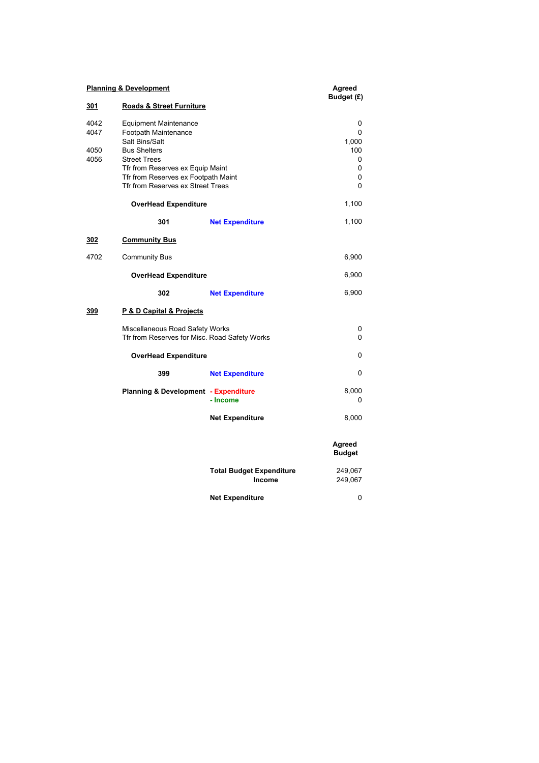**Planning & Development**

| | | | Agreed Budget (£) |
|---|---|---|---|
| **301** | **Roads & Street Furniture** | | |
| 4042 | Equipment Maintenance | | 0 |
| 4047 | Footpath Maintenance | | 0 |
| | Salt Bins/Salt | | 1,000 |
| 4050 | Bus Shelters | | 100 |
| 4056 | Street Trees | | 0 |
| | Tfr from Reserves ex Equip Maint | | 0 |
| | Tfr from Reserves ex Footpath Maint | | 0 |
| | Tfr from Reserves ex Street Trees | | 0 |
| | **OverHead Expenditure** | | 1,100 |
| | **301** | **Net Expenditure** | 1,100 |
| **302** | **Community Bus** | | |
| 4702 | Community Bus | | 6,900 |
| | **OverHead Expenditure** | | 6,900 |
| | **302** | **Net Expenditure** | 6,900 |
| **399** | **P & D Capital & Projects** | | |
| | Miscellaneous Road Safety Works | | 0 |
| | Tfr from Reserves for Misc. Road Safety Works | | 0 |
| | **OverHead Expenditure** | | 0 |
| | **399** | **Net Expenditure** | 0 |
| | **Planning & Development** | **- Expenditure** | 8,000 |
| | | **- Income** | 0 |
| | | **Net Expenditure** | 8,000 |

| | Agreed Budget |
|---|---|
| **Total Budget Expenditure** | 249,067 |
| **Income** | 249,067 |
| **Net Expenditure** | 0 |